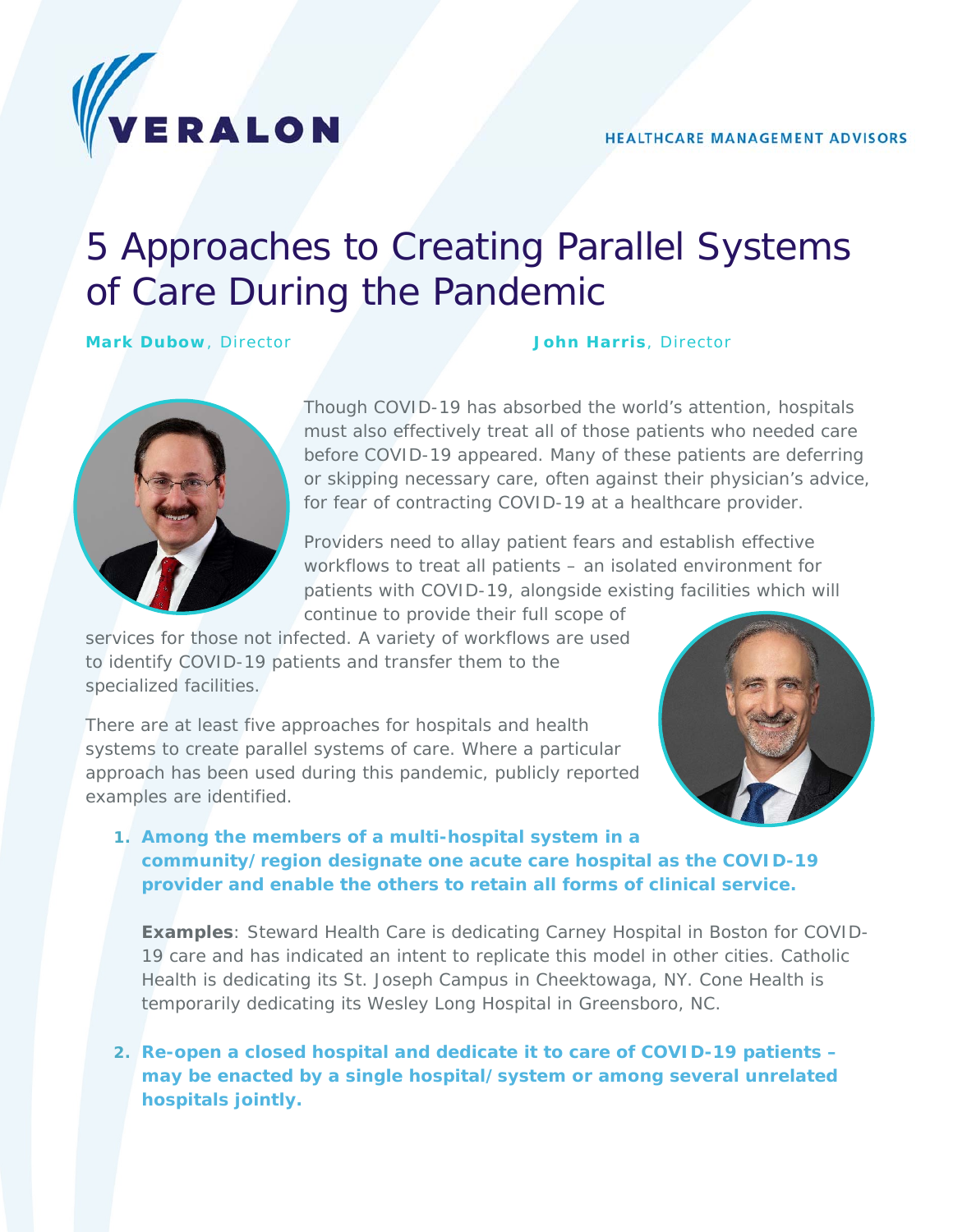VERALON

HEALTHCARE MANAGEMENT ADVISORS

# 5 Approaches to Creating Parallel Systems of Care During the Pandemic

**Mark Dubow**, Director

**John Harris**, Director

Though COVID-19 has absorbed the world's attention, hospitals must also effectively treat all of those patients who needed care before COVID-19 appeared. Many of these patients are deferring or skipping necessary care, often against their physician's advice, for fear of contracting COVID-19 at a healthcare provider.

Providers need to allay patient fears and establish effective workflows to treat all patients – an isolated environment for patients with COVID-19, alongside existing facilities which will continue to provide their full scope of services for those not infected. A variety of workflows are used to identify COVID-19 patients and transfer them to the specialized facilities.

There are at least five approaches for hospitals and health systems to create parallel systems of care. Where a particular approach has been used during this pandemic, publicly reported examples are identified.

1. **Among the members of a multi-hospital system in a community/region designate one acute care hospital as the COVID-19 provider and enable the others to retain all forms of clinical service.**

   **Examples**: Steward Health Care is dedicating Carney Hospital in Boston for COVID-19 care and has indicated an intent to replicate this model in other cities. Catholic Health is dedicating its St. Joseph Campus in Cheektowaga, NY. Cone Health is temporarily dedicating its Wesley Long Hospital in Greensboro, NC.

2. **Re-open a closed hospital and dedicate it to care of COVID-19 patients – may be enacted by a single hospital/system or among several unrelated hospitals jointly.**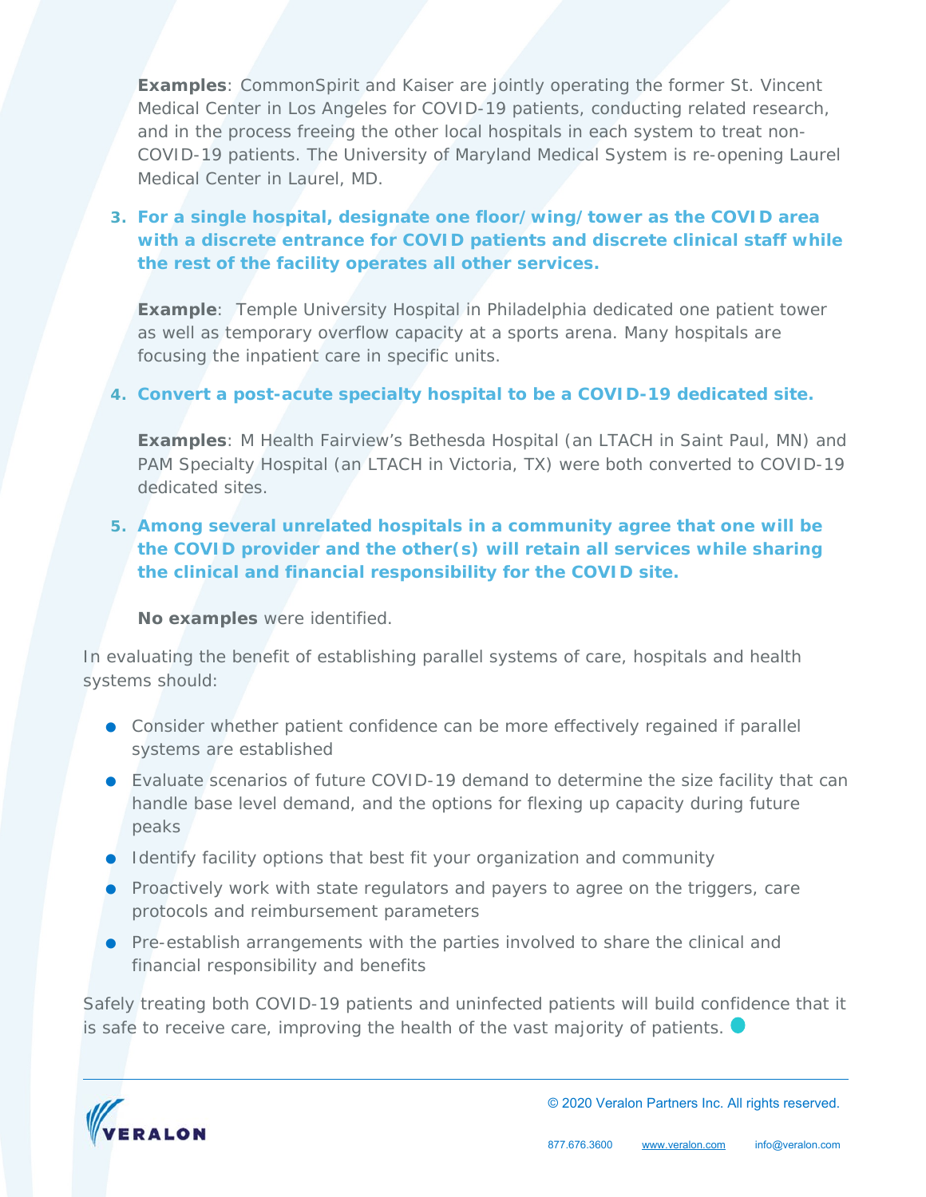**Examples**: CommonSpirit and Kaiser are jointly operating the former St. Vincent Medical Center in Los Angeles for COVID-19 patients, conducting related research, and in the process freeing the other local hospitals in each system to treat non-COVID-19 patients. The University of Maryland Medical System is re-opening Laurel Medical Center in Laurel, MD.

3. **For a single hospital, designate one floor/wing/tower as the COVID area with a discrete entrance for COVID patients and discrete clinical staff while the rest of the facility operates all other services.**

   **Example**: Temple University Hospital in Philadelphia dedicated one patient tower as well as temporary overflow capacity at a sports arena. Many hospitals are focusing the inpatient care in specific units.

4. **Convert a post-acute specialty hospital to be a COVID-19 dedicated site.**

   **Examples**: M Health Fairview's Bethesda Hospital (an LTACH in Saint Paul, MN) and PAM Specialty Hospital (an LTACH in Victoria, TX) were both converted to COVID-19 dedicated sites.

5. **Among several unrelated hospitals in a community agree that one will be the COVID provider and the other(s) will retain all services while sharing the clinical and financial responsibility for the COVID site.**

   **No examples** were identified.

In evaluating the benefit of establishing parallel systems of care, hospitals and health systems should:

- Consider whether patient confidence can be more effectively regained if parallel systems are established
- Evaluate scenarios of future COVID-19 demand to determine the size facility that can handle base level demand, and the options for flexing up capacity during future peaks
- Identify facility options that best fit your organization and community
- Proactively work with state regulators and payers to agree on the triggers, care protocols and reimbursement parameters
- Pre-establish arrangements with the parties involved to share the clinical and financial responsibility and benefits

Safely treating both COVID-19 patients and uninfected patients will build confidence that it is safe to receive care, improving the health of the vast majority of patients.

VERALON

© 2020 Veralon Partners Inc. All rights reserved.

877.676.3600 www.veralon.com info@veralon.com